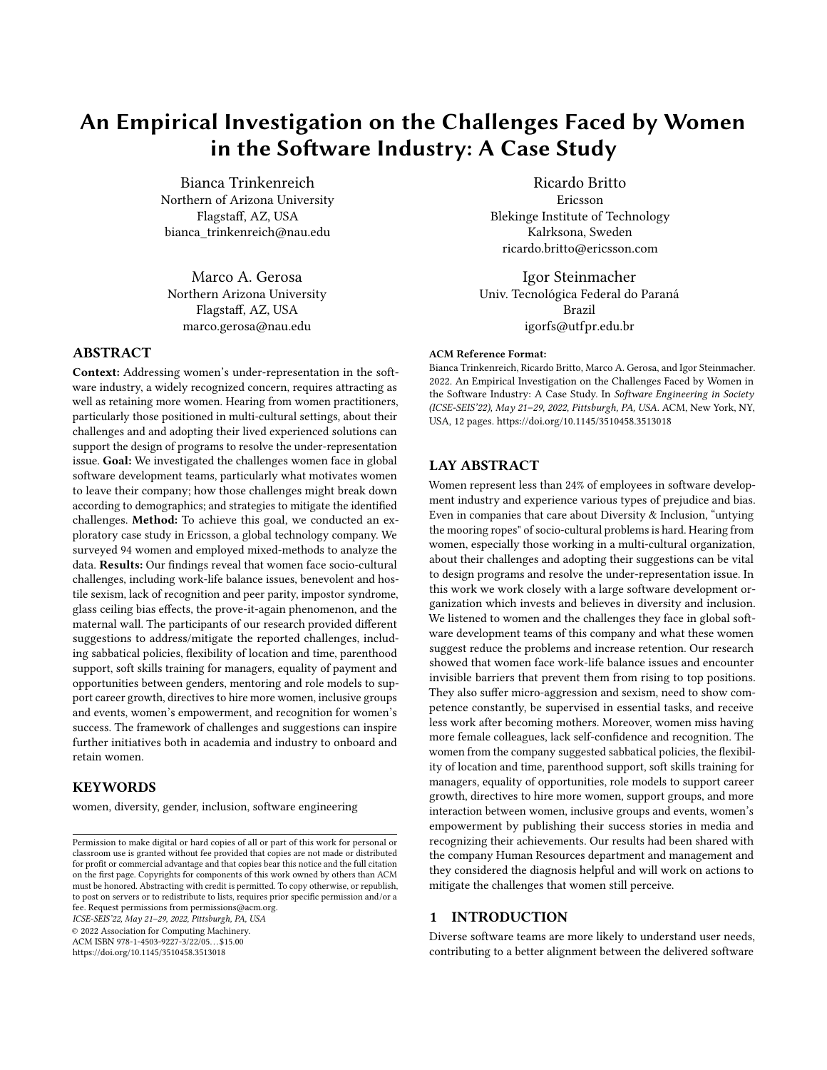# An Empirical Investigation on the Challenges Faced by Women in the Software Industry: A Case Study

Bianca Trinkenreich
Northern of Arizona University
Flagstaff, AZ, USA
bianca_trinkenreich@nau.edu

Ricardo Britto
Ericsson
Blekinge Institute of Technology
Kalrksona, Sweden
ricardo.britto@ericsson.com

Marco A. Gerosa
Northern Arizona University
Flagstaff, AZ, USA
marco.gerosa@nau.edu

Igor Steinmacher
Univ. Tecnológica Federal do Paraná
Brazil
igorfs@utfpr.edu.br

## ABSTRACT

**Context:** Addressing women's under-representation in the software industry, a widely recognized concern, requires attracting as well as retaining more women. Hearing from women practitioners, particularly those positioned in multi-cultural settings, about their challenges and and adopting their lived experienced solutions can support the design of programs to resolve the under-representation issue. **Goal:** We investigated the challenges women face in global software development teams, particularly what motivates women to leave their company; how those challenges might break down according to demographics; and strategies to mitigate the identified challenges. **Method:** To achieve this goal, we conducted an exploratory case study in Ericsson, a global technology company. We surveyed 94 women and employed mixed-methods to analyze the data. **Results:** Our findings reveal that women face socio-cultural challenges, including work-life balance issues, benevolent and hostile sexism, lack of recognition and peer parity, impostor syndrome, glass ceiling bias effects, the prove-it-again phenomenon, and the maternal wall. The participants of our research provided different suggestions to address/mitigate the reported challenges, including sabbatical policies, flexibility of location and time, parenthood support, soft skills training for managers, equality of payment and opportunities between genders, mentoring and role models to support career growth, directives to hire more women, inclusive groups and events, women's empowerment, and recognition for women's success. The framework of challenges and suggestions can inspire further initiatives both in academia and industry to onboard and retain women.

## KEYWORDS

women, diversity, gender, inclusion, software engineering

Permission to make digital or hard copies of all or part of this work for personal or classroom use is granted without fee provided that copies are not made or distributed for profit or commercial advantage and that copies bear this notice and the full citation on the first page. Copyrights for components of this work owned by others than ACM must be honored. Abstracting with credit is permitted. To copy otherwise, or republish, to post on servers or to redistribute to lists, requires prior specific permission and/or a fee. Request permissions from permissions@acm.org.
*ICSE-SEIS'22, May 21–29, 2022, Pittsburgh, PA, USA*
© 2022 Association for Computing Machinery.
ACM ISBN 978-1-4503-9227-3/22/05...$15.00
https://doi.org/10.1145/3510458.3513018

**ACM Reference Format:**
Bianca Trinkenreich, Ricardo Britto, Marco A. Gerosa, and Igor Steinmacher. 2022. An Empirical Investigation on the Challenges Faced by Women in the Software Industry: A Case Study. In *Software Engineering in Society (ICSE-SEIS'22), May 21–29, 2022, Pittsburgh, PA, USA.* ACM, New York, NY, USA, 12 pages. https://doi.org/10.1145/3510458.3513018

## LAY ABSTRACT

Women represent less than 24% of employees in software development industry and experience various types of prejudice and bias. Even in companies that care about Diversity & Inclusion, "untying the mooring ropes" of socio-cultural problems is hard. Hearing from women, especially those working in a multi-cultural organization, about their challenges and adopting their suggestions can be vital to design programs and resolve the under-representation issue. In this work we work closely with a large software development organization which invests and believes in diversity and inclusion. We listened to women and the challenges they face in global software development teams of this company and what these women suggest reduce the problems and increase retention. Our research showed that women face work-life balance issues and encounter invisible barriers that prevent them from rising to top positions. They also suffer micro-aggression and sexism, need to show competence constantly, be supervised in essential tasks, and receive less work after becoming mothers. Moreover, women miss having more female colleagues, lack self-confidence and recognition. The women from the company suggested sabbatical policies, the flexibility of location and time, parenthood support, soft skills training for managers, equality of opportunities, role models to support career growth, directives to hire more women, support groups, and more interaction between women, inclusive groups and events, women's empowerment by publishing their success stories in media and recognizing their achievements. Our results had been shared with the company Human Resources department and management and they considered the diagnosis helpful and will work on actions to mitigate the challenges that women still perceive.

## 1 INTRODUCTION

Diverse software teams are more likely to understand user needs, contributing to a better alignment between the delivered software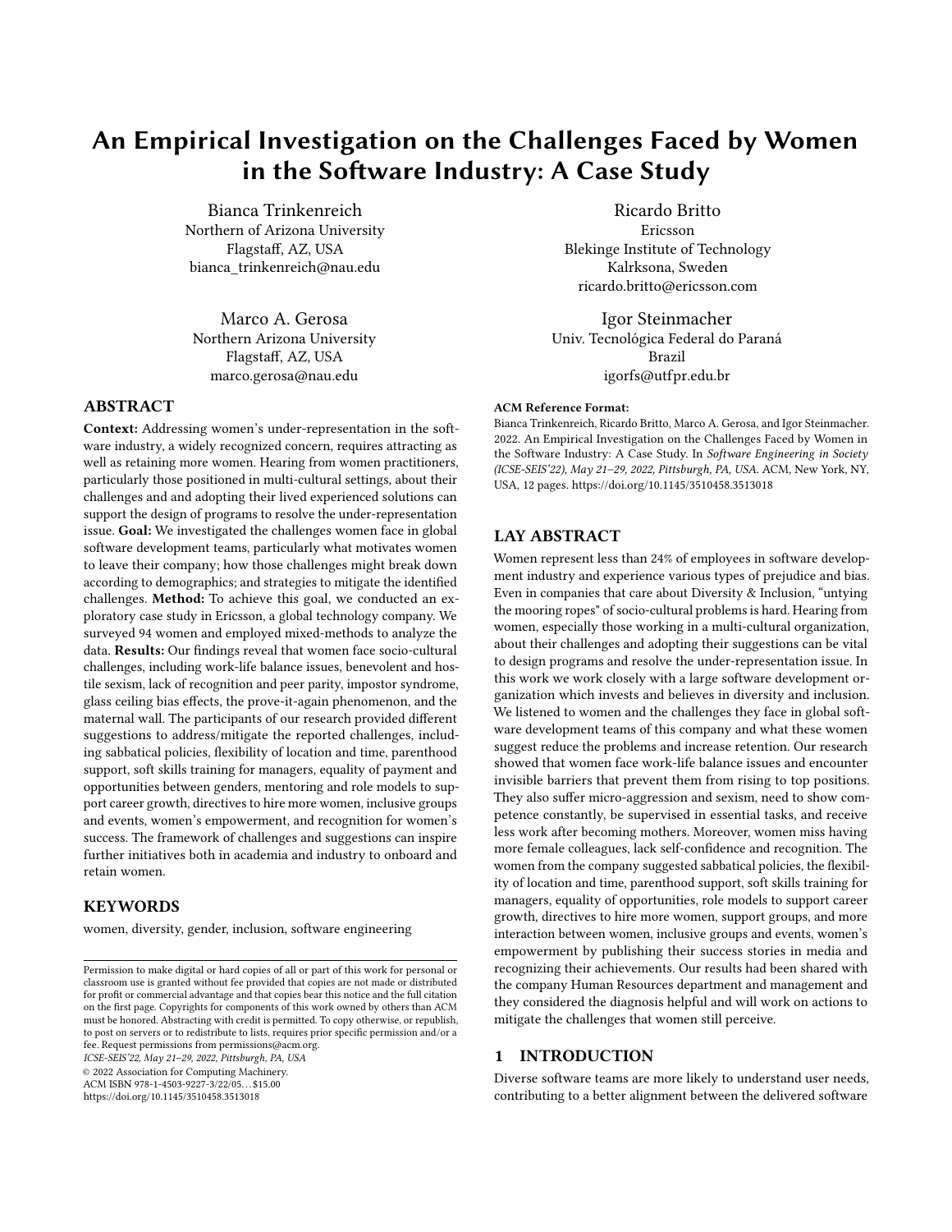# An Empirical Investigation on the Challenges Faced by Women in the Software Industry: A Case Study

Bianca Trinkenreich
Northern of Arizona University
Flagstaff, AZ, USA
bianca_trinkenreich@nau.edu

Ricardo Britto
Ericsson
Blekinge Institute of Technology
Kalrksona, Sweden
ricardo.britto@ericsson.com

Marco A. Gerosa
Northern Arizona University
Flagstaff, AZ, USA
marco.gerosa@nau.edu

Igor Steinmacher
Univ. Tecnológica Federal do Paraná
Brazil
igorfs@utfpr.edu.br

## ABSTRACT

**Context:** Addressing women's under-representation in the software industry, a widely recognized concern, requires attracting as well as retaining more women. Hearing from women practitioners, particularly those positioned in multi-cultural settings, about their challenges and and adopting their lived experienced solutions can support the design of programs to resolve the under-representation issue. **Goal:** We investigated the challenges women face in global software development teams, particularly what motivates women to leave their company; how those challenges might break down according to demographics; and strategies to mitigate the identified challenges. **Method:** To achieve this goal, we conducted an exploratory case study in Ericsson, a global technology company. We surveyed 94 women and employed mixed-methods to analyze the data. **Results:** Our findings reveal that women face socio-cultural challenges, including work-life balance issues, benevolent and hostile sexism, lack of recognition and peer parity, impostor syndrome, glass ceiling bias effects, the prove-it-again phenomenon, and the maternal wall. The participants of our research provided different suggestions to address/mitigate the reported challenges, including sabbatical policies, flexibility of location and time, parenthood support, soft skills training for managers, equality of payment and opportunities between genders, mentoring and role models to support career growth, directives to hire more women, inclusive groups and events, women's empowerment, and recognition for women's success. The framework of challenges and suggestions can inspire further initiatives both in academia and industry to onboard and retain women.

## KEYWORDS

women, diversity, gender, inclusion, software engineering

Permission to make digital or hard copies of all or part of this work for personal or classroom use is granted without fee provided that copies are not made or distributed for profit or commercial advantage and that copies bear this notice and the full citation on the first page. Copyrights for components of this work owned by others than ACM must be honored. Abstracting with credit is permitted. To copy otherwise, or republish, to post on servers or to redistribute to lists, requires prior specific permission and/or a fee. Request permissions from permissions@acm.org.
*ICSE-SEIS'22, May 21–29, 2022, Pittsburgh, PA, USA*
© 2022 Association for Computing Machinery.
ACM ISBN 978-1-4503-9227-3/22/05...$15.00
https://doi.org/10.1145/3510458.3513018

**ACM Reference Format:**
Bianca Trinkenreich, Ricardo Britto, Marco A. Gerosa, and Igor Steinmacher. 2022. An Empirical Investigation on the Challenges Faced by Women in the Software Industry: A Case Study. In *Software Engineering in Society (ICSE-SEIS'22), May 21–29, 2022, Pittsburgh, PA, USA.* ACM, New York, NY, USA, 12 pages. https://doi.org/10.1145/3510458.3513018

## LAY ABSTRACT

Women represent less than 24% of employees in software development industry and experience various types of prejudice and bias. Even in companies that care about Diversity & Inclusion, "untying the mooring ropes" of socio-cultural problems is hard. Hearing from women, especially those working in a multi-cultural organization, about their challenges and adopting their suggestions can be vital to design programs and resolve the under-representation issue. In this work we work closely with a large software development organization which invests and believes in diversity and inclusion. We listened to women and the challenges they face in global software development teams of this company and what these women suggest reduce the problems and increase retention. Our research showed that women face work-life balance issues and encounter invisible barriers that prevent them from rising to top positions. They also suffer micro-aggression and sexism, need to show competence constantly, be supervised in essential tasks, and receive less work after becoming mothers. Moreover, women miss having more female colleagues, lack self-confidence and recognition. The women from the company suggested sabbatical policies, the flexibility of location and time, parenthood support, soft skills training for managers, equality of opportunities, role models to support career growth, directives to hire more women, support groups, and more interaction between women, inclusive groups and events, women's empowerment by publishing their success stories in media and recognizing their achievements. Our results had been shared with the company Human Resources department and management and they considered the diagnosis helpful and will work on actions to mitigate the challenges that women still perceive.

## 1 INTRODUCTION

Diverse software teams are more likely to understand user needs, contributing to a better alignment between the delivered software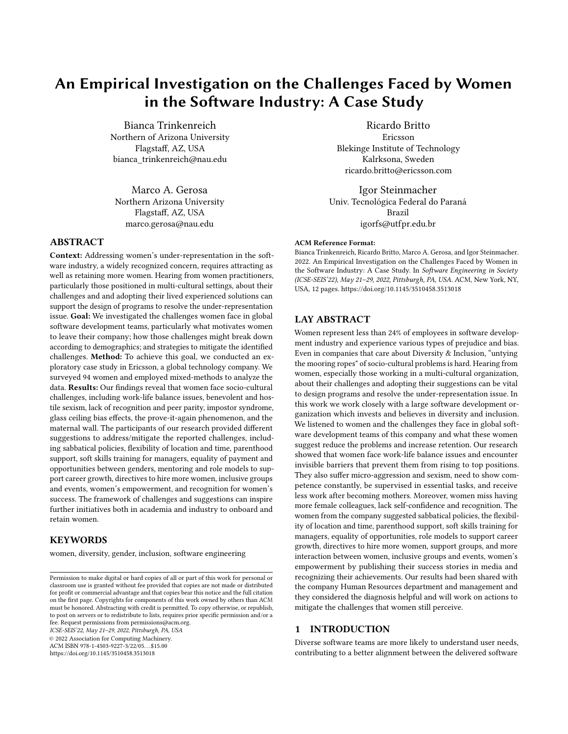# An Empirical Investigation on the Challenges Faced by Women in the Software Industry: A Case Study

Bianca Trinkenreich
Northern of Arizona University
Flagstaff, AZ, USA
bianca_trinkenreich@nau.edu

Ricardo Britto
Ericsson
Blekinge Institute of Technology
Kalrksona, Sweden
ricardo.britto@ericsson.com

Marco A. Gerosa
Northern Arizona University
Flagstaff, AZ, USA
marco.gerosa@nau.edu

Igor Steinmacher
Univ. Tecnológica Federal do Paraná
Brazil
igorfs@utfpr.edu.br

## ABSTRACT

**Context:** Addressing women's under-representation in the software industry, a widely recognized concern, requires attracting as well as retaining more women. Hearing from women practitioners, particularly those positioned in multi-cultural settings, about their challenges and and adopting their lived experienced solutions can support the design of programs to resolve the under-representation issue. **Goal:** We investigated the challenges women face in global software development teams, particularly what motivates women to leave their company; how those challenges might break down according to demographics; and strategies to mitigate the identified challenges. **Method:** To achieve this goal, we conducted an exploratory case study in Ericsson, a global technology company. We surveyed 94 women and employed mixed-methods to analyze the data. **Results:** Our findings reveal that women face socio-cultural challenges, including work-life balance issues, benevolent and hostile sexism, lack of recognition and peer parity, impostor syndrome, glass ceiling bias effects, the prove-it-again phenomenon, and the maternal wall. The participants of our research provided different suggestions to address/mitigate the reported challenges, including sabbatical policies, flexibility of location and time, parenthood support, soft skills training for managers, equality of payment and opportunities between genders, mentoring and role models to support career growth, directives to hire more women, inclusive groups and events, women's empowerment, and recognition for women's success. The framework of challenges and suggestions can inspire further initiatives both in academia and industry to onboard and retain women.

## KEYWORDS

women, diversity, gender, inclusion, software engineering

Permission to make digital or hard copies of all or part of this work for personal or classroom use is granted without fee provided that copies are not made or distributed for profit or commercial advantage and that copies bear this notice and the full citation on the first page. Copyrights for components of this work owned by others than ACM must be honored. Abstracting with credit is permitted. To copy otherwise, or republish, to post on servers or to redistribute to lists, requires prior specific permission and/or a fee. Request permissions from permissions@acm.org.
*ICSE-SEIS'22, May 21–29, 2022, Pittsburgh, PA, USA*
© 2022 Association for Computing Machinery.
ACM ISBN 978-1-4503-9227-3/22/05…$15.00
https://doi.org/10.1145/3510458.3513018

**ACM Reference Format:**
Bianca Trinkenreich, Ricardo Britto, Marco A. Gerosa, and Igor Steinmacher. 2022. An Empirical Investigation on the Challenges Faced by Women in the Software Industry: A Case Study. In *Software Engineering in Society (ICSE-SEIS'22), May 21–29, 2022, Pittsburgh, PA, USA.* ACM, New York, NY, USA, 12 pages. https://doi.org/10.1145/3510458.3513018

## LAY ABSTRACT

Women represent less than 24% of employees in software development industry and experience various types of prejudice and bias. Even in companies that care about Diversity & Inclusion, "untying the mooring ropes" of socio-cultural problems is hard. Hearing from women, especially those working in a multi-cultural organization, about their challenges and adopting their suggestions can be vital to design programs and resolve the under-representation issue. In this work we work closely with a large software development organization which invests and believes in diversity and inclusion. We listened to women and the challenges they face in global software development teams of this company and what these women suggest reduce the problems and increase retention. Our research showed that women face work-life balance issues and encounter invisible barriers that prevent them from rising to top positions. They also suffer micro-aggression and sexism, need to show competence constantly, be supervised in essential tasks, and receive less work after becoming mothers. Moreover, women miss having more female colleagues, lack self-confidence and recognition. The women from the company suggested sabbatical policies, the flexibility of location and time, parenthood support, soft skills training for managers, equality of opportunities, role models to support career growth, directives to hire more women, support groups, and more interaction between women, inclusive groups and events, women's empowerment by publishing their success stories in media and recognizing their achievements. Our results had been shared with the company Human Resources department and management and they considered the diagnosis helpful and will work on actions to mitigate the challenges that women still perceive.

## 1 INTRODUCTION

Diverse software teams are more likely to understand user needs, contributing to a better alignment between the delivered software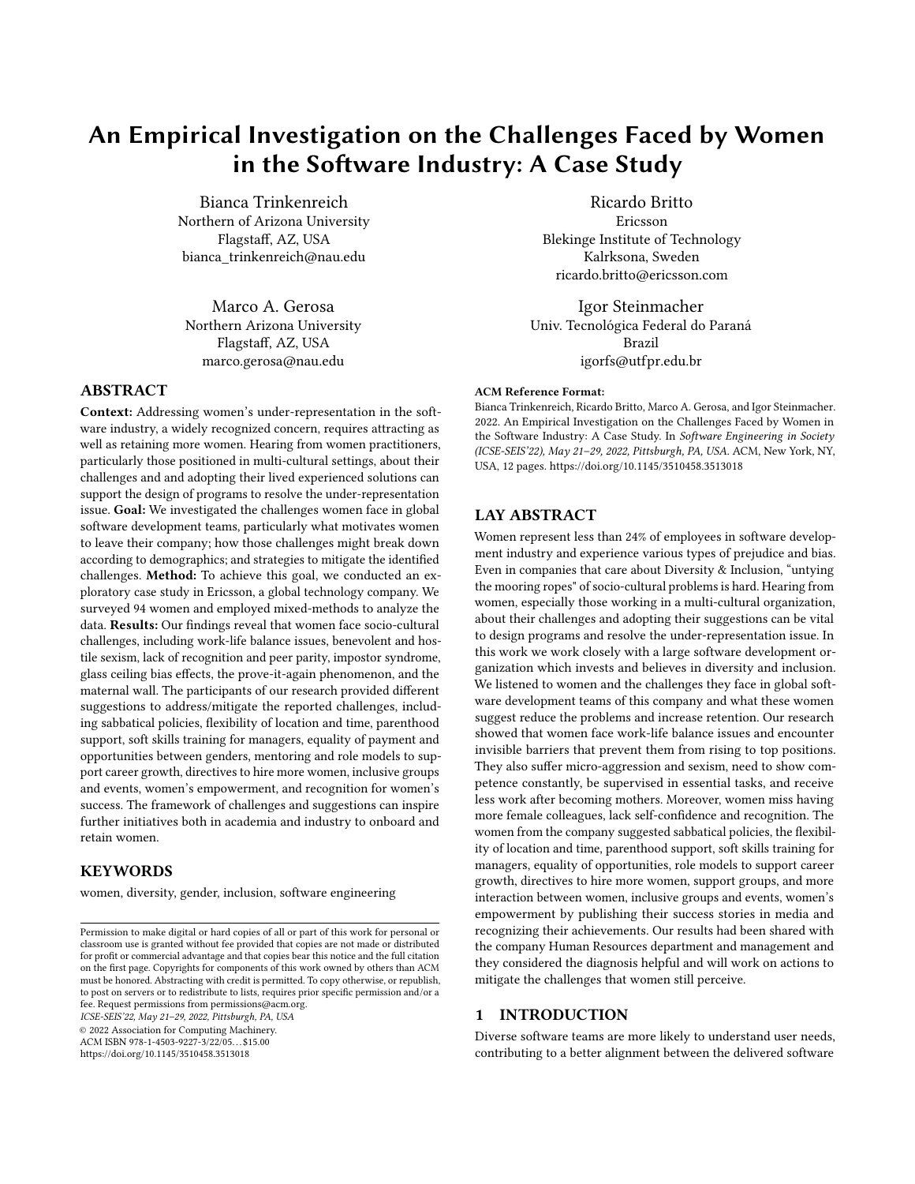# An Empirical Investigation on the Challenges Faced by Women in the Software Industry: A Case Study

Bianca Trinkenreich
Northern of Arizona University
Flagstaff, AZ, USA
bianca_trinkenreich@nau.edu

Ricardo Britto
Ericsson
Blekinge Institute of Technology
Kalrksona, Sweden
ricardo.britto@ericsson.com

Marco A. Gerosa
Northern Arizona University
Flagstaff, AZ, USA
marco.gerosa@nau.edu

Igor Steinmacher
Univ. Tecnológica Federal do Paraná
Brazil
igorfs@utfpr.edu.br

## ABSTRACT

**Context:** Addressing women's under-representation in the software industry, a widely recognized concern, requires attracting as well as retaining more women. Hearing from women practitioners, particularly those positioned in multi-cultural settings, about their challenges and and adopting their lived experienced solutions can support the design of programs to resolve the under-representation issue. **Goal:** We investigated the challenges women face in global software development teams, particularly what motivates women to leave their company; how those challenges might break down according to demographics; and strategies to mitigate the identified challenges. **Method:** To achieve this goal, we conducted an exploratory case study in Ericsson, a global technology company. We surveyed 94 women and employed mixed-methods to analyze the data. **Results:** Our findings reveal that women face socio-cultural challenges, including work-life balance issues, benevolent and hostile sexism, lack of recognition and peer parity, impostor syndrome, glass ceiling bias effects, the prove-it-again phenomenon, and the maternal wall. The participants of our research provided different suggestions to address/mitigate the reported challenges, including sabbatical policies, flexibility of location and time, parenthood support, soft skills training for managers, equality of payment and opportunities between genders, mentoring and role models to support career growth, directives to hire more women, inclusive groups and events, women's empowerment, and recognition for women's success. The framework of challenges and suggestions can inspire further initiatives both in academia and industry to onboard and retain women.

## KEYWORDS

women, diversity, gender, inclusion, software engineering

Permission to make digital or hard copies of all or part of this work for personal or classroom use is granted without fee provided that copies are not made or distributed for profit or commercial advantage and that copies bear this notice and the full citation on the first page. Copyrights for components of this work owned by others than ACM must be honored. Abstracting with credit is permitted. To copy otherwise, or republish, to post on servers or to redistribute to lists, requires prior specific permission and/or a fee. Request permissions from permissions@acm.org.
*ICSE-SEIS'22, May 21–29, 2022, Pittsburgh, PA, USA*
© 2022 Association for Computing Machinery.
ACM ISBN 978-1-4503-9227-3/22/05…$15.00
https://doi.org/10.1145/3510458.3513018

**ACM Reference Format:**
Bianca Trinkenreich, Ricardo Britto, Marco A. Gerosa, and Igor Steinmacher. 2022. An Empirical Investigation on the Challenges Faced by Women in the Software Industry: A Case Study. In *Software Engineering in Society (ICSE-SEIS'22), May 21–29, 2022, Pittsburgh, PA, USA.* ACM, New York, NY, USA, 12 pages. https://doi.org/10.1145/3510458.3513018

## LAY ABSTRACT

Women represent less than 24% of employees in software development industry and experience various types of prejudice and bias. Even in companies that care about Diversity & Inclusion, "untying the mooring ropes" of socio-cultural problems is hard. Hearing from women, especially those working in a multi-cultural organization, about their challenges and adopting their suggestions can be vital to design programs and resolve the under-representation issue. In this work we work closely with a large software development organization which invests and believes in diversity and inclusion. We listened to women and the challenges they face in global software development teams of this company and what these women suggest reduce the problems and increase retention. Our research showed that women face work-life balance issues and encounter invisible barriers that prevent them from rising to top positions. They also suffer micro-aggression and sexism, need to show competence constantly, be supervised in essential tasks, and receive less work after becoming mothers. Moreover, women miss having more female colleagues, lack self-confidence and recognition. The women from the company suggested sabbatical policies, the flexibility of location and time, parenthood support, soft skills training for managers, equality of opportunities, role models to support career growth, directives to hire more women, support groups, and more interaction between women, inclusive groups and events, women's empowerment by publishing their success stories in media and recognizing their achievements. Our results had been shared with the company Human Resources department and management and they considered the diagnosis helpful and will work on actions to mitigate the challenges that women still perceive.

## 1 INTRODUCTION

Diverse software teams are more likely to understand user needs, contributing to a better alignment between the delivered software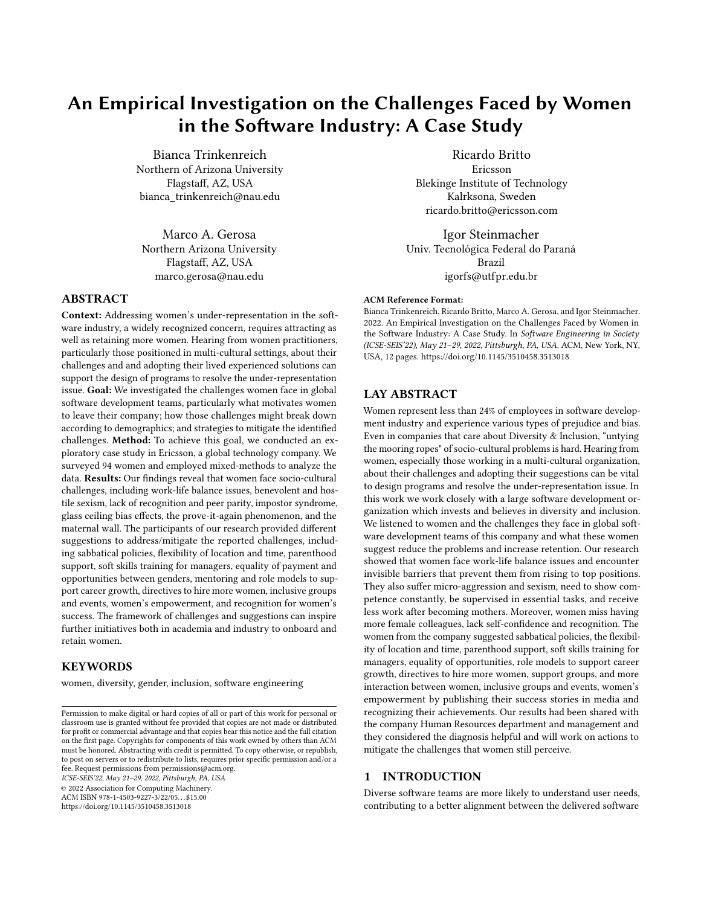# An Empirical Investigation on the Challenges Faced by Women in the Software Industry: A Case Study

Bianca Trinkenreich
Northern of Arizona University
Flagstaff, AZ, USA
bianca_trinkenreich@nau.edu

Ricardo Britto
Ericsson
Blekinge Institute of Technology
Kalrksona, Sweden
ricardo.britto@ericsson.com

Marco A. Gerosa
Northern Arizona University
Flagstaff, AZ, USA
marco.gerosa@nau.edu

Igor Steinmacher
Univ. Tecnológica Federal do Paraná
Brazil
igorfs@utfpr.edu.br

## ABSTRACT

**Context:** Addressing women's under-representation in the software industry, a widely recognized concern, requires attracting as well as retaining more women. Hearing from women practitioners, particularly those positioned in multi-cultural settings, about their challenges and and adopting their lived experienced solutions can support the design of programs to resolve the under-representation issue. **Goal:** We investigated the challenges women face in global software development teams, particularly what motivates women to leave their company; how those challenges might break down according to demographics; and strategies to mitigate the identified challenges. **Method:** To achieve this goal, we conducted an exploratory case study in Ericsson, a global technology company. We surveyed 94 women and employed mixed-methods to analyze the data. **Results:** Our findings reveal that women face socio-cultural challenges, including work-life balance issues, benevolent and hostile sexism, lack of recognition and peer parity, impostor syndrome, glass ceiling bias effects, the prove-it-again phenomenon, and the maternal wall. The participants of our research provided different suggestions to address/mitigate the reported challenges, including sabbatical policies, flexibility of location and time, parenthood support, soft skills training for managers, equality of payment and opportunities between genders, mentoring and role models to support career growth, directives to hire more women, inclusive groups and events, women's empowerment, and recognition for women's success. The framework of challenges and suggestions can inspire further initiatives both in academia and industry to onboard and retain women.

## KEYWORDS

women, diversity, gender, inclusion, software engineering

Permission to make digital or hard copies of all or part of this work for personal or classroom use is granted without fee provided that copies are not made or distributed for profit or commercial advantage and that copies bear this notice and the full citation on the first page. Copyrights for components of this work owned by others than ACM must be honored. Abstracting with credit is permitted. To copy otherwise, or republish, to post on servers or to redistribute to lists, requires prior specific permission and/or a fee. Request permissions from permissions@acm.org.
*ICSE-SEIS'22, May 21–29, 2022, Pittsburgh, PA, USA*
© 2022 Association for Computing Machinery.
ACM ISBN 978-1-4503-9227-3/22/05…$15.00
https://doi.org/10.1145/3510458.3513018

**ACM Reference Format:**
Bianca Trinkenreich, Ricardo Britto, Marco A. Gerosa, and Igor Steinmacher. 2022. An Empirical Investigation on the Challenges Faced by Women in the Software Industry: A Case Study. In *Software Engineering in Society (ICSE-SEIS'22), May 21–29, 2022, Pittsburgh, PA, USA.* ACM, New York, NY, USA, 12 pages. https://doi.org/10.1145/3510458.3513018

## LAY ABSTRACT

Women represent less than 24% of employees in software development industry and experience various types of prejudice and bias. Even in companies that care about Diversity & Inclusion, "untying the mooring ropes" of socio-cultural problems is hard. Hearing from women, especially those working in a multi-cultural organization, about their challenges and adopting their suggestions can be vital to design programs and resolve the under-representation issue. In this work we work closely with a large software development organization which invests and believes in diversity and inclusion. We listened to women and the challenges they face in global software development teams of this company and what these women suggest reduce the problems and increase retention. Our research showed that women face work-life balance issues and encounter invisible barriers that prevent them from rising to top positions. They also suffer micro-aggression and sexism, need to show competence constantly, be supervised in essential tasks, and receive less work after becoming mothers. Moreover, women miss having more female colleagues, lack self-confidence and recognition. The women from the company suggested sabbatical policies, the flexibility of location and time, parenthood support, soft skills training for managers, equality of opportunities, role models to support career growth, directives to hire more women, support groups, and more interaction between women, inclusive groups and events, women's empowerment by publishing their success stories in media and recognizing their achievements. Our results had been shared with the company Human Resources department and management and they considered the diagnosis helpful and will work on actions to mitigate the challenges that women still perceive.

## 1 INTRODUCTION

Diverse software teams are more likely to understand user needs, contributing to a better alignment between the delivered software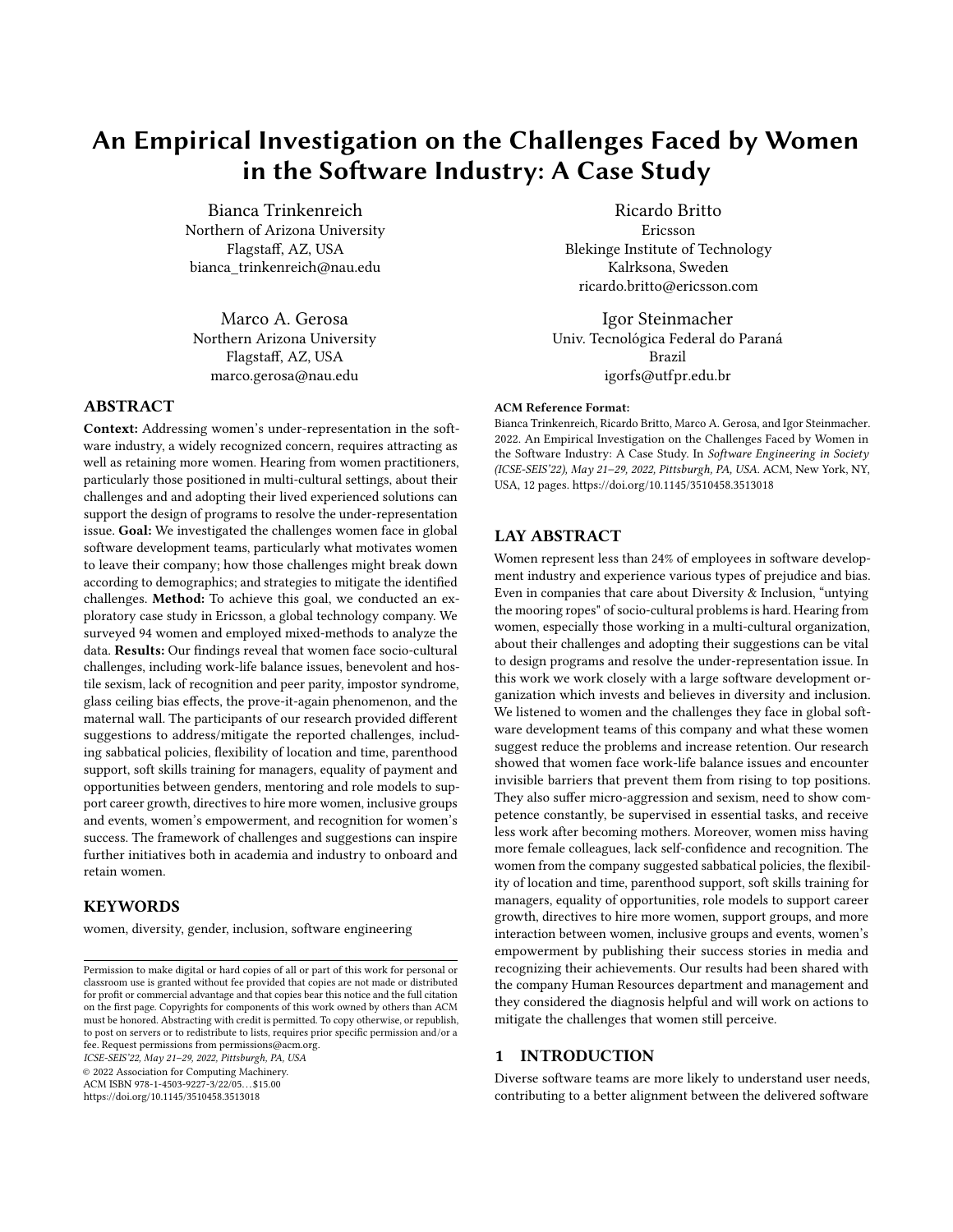# An Empirical Investigation on the Challenges Faced by Women in the Software Industry: A Case Study

Bianca Trinkenreich
Northern of Arizona University
Flagstaff, AZ, USA
bianca_trinkenreich@nau.edu

Ricardo Britto
Ericsson
Blekinge Institute of Technology
Kalrksona, Sweden
ricardo.britto@ericsson.com

Marco A. Gerosa
Northern Arizona University
Flagstaff, AZ, USA
marco.gerosa@nau.edu

Igor Steinmacher
Univ. Tecnológica Federal do Paraná
Brazil
igorfs@utfpr.edu.br

## ABSTRACT

**Context:** Addressing women's under-representation in the software industry, a widely recognized concern, requires attracting as well as retaining more women. Hearing from women practitioners, particularly those positioned in multi-cultural settings, about their challenges and and adopting their lived experienced solutions can support the design of programs to resolve the under-representation issue. **Goal:** We investigated the challenges women face in global software development teams, particularly what motivates women to leave their company; how those challenges might break down according to demographics; and strategies to mitigate the identified challenges. **Method:** To achieve this goal, we conducted an exploratory case study in Ericsson, a global technology company. We surveyed 94 women and employed mixed-methods to analyze the data. **Results:** Our findings reveal that women face socio-cultural challenges, including work-life balance issues, benevolent and hostile sexism, lack of recognition and peer parity, impostor syndrome, glass ceiling bias effects, the prove-it-again phenomenon, and the maternal wall. The participants of our research provided different suggestions to address/mitigate the reported challenges, including sabbatical policies, flexibility of location and time, parenthood support, soft skills training for managers, equality of payment and opportunities between genders, mentoring and role models to support career growth, directives to hire more women, inclusive groups and events, women's empowerment, and recognition for women's success. The framework of challenges and suggestions can inspire further initiatives both in academia and industry to onboard and retain women.

## KEYWORDS

women, diversity, gender, inclusion, software engineering

Permission to make digital or hard copies of all or part of this work for personal or classroom use is granted without fee provided that copies are not made or distributed for profit or commercial advantage and that copies bear this notice and the full citation on the first page. Copyrights for components of this work owned by others than ACM must be honored. Abstracting with credit is permitted. To copy otherwise, or republish, to post on servers or to redistribute to lists, requires prior specific permission and/or a fee. Request permissions from permissions@acm.org.
ICSE-SEIS'22, May 21–29, 2022, Pittsburgh, PA, USA
© 2022 Association for Computing Machinery.
ACM ISBN 978-1-4503-9227-3/22/05…$15.00
https://doi.org/10.1145/3510458.3513018

**ACM Reference Format:**
Bianca Trinkenreich, Ricardo Britto, Marco A. Gerosa, and Igor Steinmacher. 2022. An Empirical Investigation on the Challenges Faced by Women in the Software Industry: A Case Study. In *Software Engineering in Society (ICSE-SEIS'22), May 21–29, 2022, Pittsburgh, PA, USA.* ACM, New York, NY, USA, 12 pages. https://doi.org/10.1145/3510458.3513018

## LAY ABSTRACT

Women represent less than 24% of employees in software development industry and experience various types of prejudice and bias. Even in companies that care about Diversity & Inclusion, "untying the mooring ropes" of socio-cultural problems is hard. Hearing from women, especially those working in a multi-cultural organization, about their challenges and adopting their suggestions can be vital to design programs and resolve the under-representation issue. In this work we work closely with a large software development organization which invests and believes in diversity and inclusion. We listened to women and the challenges they face in global software development teams of this company and what these women suggest reduce the problems and increase retention. Our research showed that women face work-life balance issues and encounter invisible barriers that prevent them from rising to top positions. They also suffer micro-aggression and sexism, need to show competence constantly, be supervised in essential tasks, and receive less work after becoming mothers. Moreover, women miss having more female colleagues, lack self-confidence and recognition. The women from the company suggested sabbatical policies, the flexibility of location and time, parenthood support, soft skills training for managers, equality of opportunities, role models to support career growth, directives to hire more women, support groups, and more interaction between women, inclusive groups and events, women's empowerment by publishing their success stories in media and recognizing their achievements. Our results had been shared with the company Human Resources department and management and they considered the diagnosis helpful and will work on actions to mitigate the challenges that women still perceive.

## 1 INTRODUCTION

Diverse software teams are more likely to understand user needs, contributing to a better alignment between the delivered software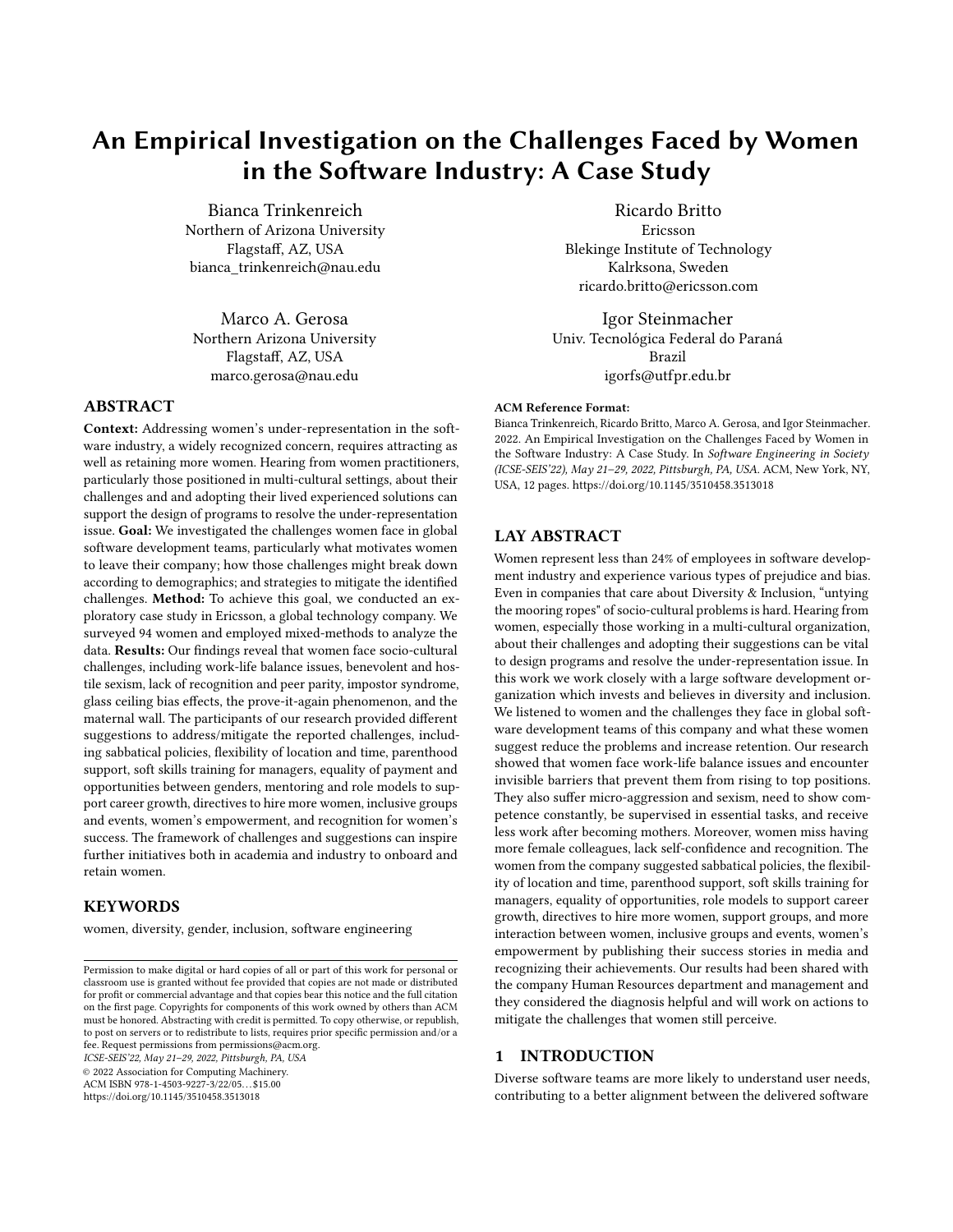# An Empirical Investigation on the Challenges Faced by Women in the Software Industry: A Case Study

Bianca Trinkenreich
Northern of Arizona University
Flagstaff, AZ, USA
bianca_trinkenreich@nau.edu

Ricardo Britto
Ericsson
Blekinge Institute of Technology
Kalrksona, Sweden
ricardo.britto@ericsson.com

Marco A. Gerosa
Northern Arizona University
Flagstaff, AZ, USA
marco.gerosa@nau.edu

Igor Steinmacher
Univ. Tecnológica Federal do Paraná
Brazil
igorfs@utfpr.edu.br

## ABSTRACT

**Context:** Addressing women's under-representation in the software industry, a widely recognized concern, requires attracting as well as retaining more women. Hearing from women practitioners, particularly those positioned in multi-cultural settings, about their challenges and and adopting their lived experienced solutions can support the design of programs to resolve the under-representation issue. **Goal:** We investigated the challenges women face in global software development teams, particularly what motivates women to leave their company; how those challenges might break down according to demographics; and strategies to mitigate the identified challenges. **Method:** To achieve this goal, we conducted an exploratory case study in Ericsson, a global technology company. We surveyed 94 women and employed mixed-methods to analyze the data. **Results:** Our findings reveal that women face socio-cultural challenges, including work-life balance issues, benevolent and hostile sexism, lack of recognition and peer parity, impostor syndrome, glass ceiling bias effects, the prove-it-again phenomenon, and the maternal wall. The participants of our research provided different suggestions to address/mitigate the reported challenges, including sabbatical policies, flexibility of location and time, parenthood support, soft skills training for managers, equality of payment and opportunities between genders, mentoring and role models to support career growth, directives to hire more women, inclusive groups and events, women's empowerment, and recognition for women's success. The framework of challenges and suggestions can inspire further initiatives both in academia and industry to onboard and retain women.

## KEYWORDS

women, diversity, gender, inclusion, software engineering

Permission to make digital or hard copies of all or part of this work for personal or classroom use is granted without fee provided that copies are not made or distributed for profit or commercial advantage and that copies bear this notice and the full citation on the first page. Copyrights for components of this work owned by others than ACM must be honored. Abstracting with credit is permitted. To copy otherwise, or republish, to post on servers or to redistribute to lists, requires prior specific permission and/or a fee. Request permissions from permissions@acm.org.
*ICSE-SEIS'22, May 21–29, 2022, Pittsburgh, PA, USA*
© 2022 Association for Computing Machinery.
ACM ISBN 978-1-4503-9227-3/22/05...$15.00
https://doi.org/10.1145/3510458.3513018

**ACM Reference Format:**
Bianca Trinkenreich, Ricardo Britto, Marco A. Gerosa, and Igor Steinmacher. 2022. An Empirical Investigation on the Challenges Faced by Women in the Software Industry: A Case Study. In *Software Engineering in Society (ICSE-SEIS'22), May 21–29, 2022, Pittsburgh, PA, USA.* ACM, New York, NY, USA, 12 pages. https://doi.org/10.1145/3510458.3513018

## LAY ABSTRACT

Women represent less than 24% of employees in software development industry and experience various types of prejudice and bias. Even in companies that care about Diversity & Inclusion, "untying the mooring ropes" of socio-cultural problems is hard. Hearing from women, especially those working in a multi-cultural organization, about their challenges and adopting their suggestions can be vital to design programs and resolve the under-representation issue. In this work we work closely with a large software development organization which invests and believes in diversity and inclusion. We listened to women and the challenges they face in global software development teams of this company and what these women suggest reduce the problems and increase retention. Our research showed that women face work-life balance issues and encounter invisible barriers that prevent them from rising to top positions. They also suffer micro-aggression and sexism, need to show competence constantly, be supervised in essential tasks, and receive less work after becoming mothers. Moreover, women miss having more female colleagues, lack self-confidence and recognition. The women from the company suggested sabbatical policies, the flexibility of location and time, parenthood support, soft skills training for managers, equality of opportunities, role models to support career growth, directives to hire more women, support groups, and more interaction between women, inclusive groups and events, women's empowerment by publishing their success stories in media and recognizing their achievements. Our results had been shared with the company Human Resources department and management and they considered the diagnosis helpful and will work on actions to mitigate the challenges that women still perceive.

## 1 INTRODUCTION

Diverse software teams are more likely to understand user needs, contributing to a better alignment between the delivered software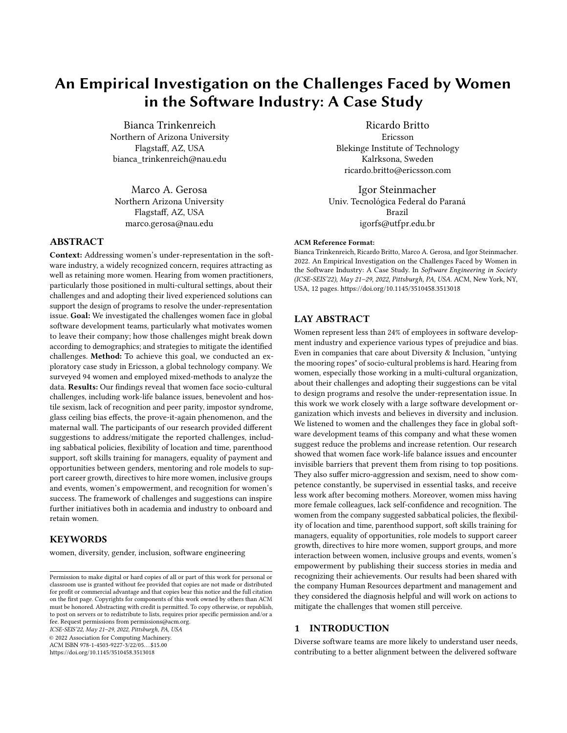# An Empirical Investigation on the Challenges Faced by Women in the Software Industry: A Case Study

Bianca Trinkenreich
Northern of Arizona University
Flagstaff, AZ, USA
bianca_trinkenreich@nau.edu

Ricardo Britto
Ericsson
Blekinge Institute of Technology
Kalrksona, Sweden
ricardo.britto@ericsson.com

Marco A. Gerosa
Northern Arizona University
Flagstaff, AZ, USA
marco.gerosa@nau.edu

Igor Steinmacher
Univ. Tecnológica Federal do Paraná
Brazil
igorfs@utfpr.edu.br

## ABSTRACT

**Context:** Addressing women's under-representation in the software industry, a widely recognized concern, requires attracting as well as retaining more women. Hearing from women practitioners, particularly those positioned in multi-cultural settings, about their challenges and and adopting their lived experienced solutions can support the design of programs to resolve the under-representation issue. **Goal:** We investigated the challenges women face in global software development teams, particularly what motivates women to leave their company; how those challenges might break down according to demographics; and strategies to mitigate the identified challenges. **Method:** To achieve this goal, we conducted an exploratory case study in Ericsson, a global technology company. We surveyed 94 women and employed mixed-methods to analyze the data. **Results:** Our findings reveal that women face socio-cultural challenges, including work-life balance issues, benevolent and hostile sexism, lack of recognition and peer parity, impostor syndrome, glass ceiling bias effects, the prove-it-again phenomenon, and the maternal wall. The participants of our research provided different suggestions to address/mitigate the reported challenges, including sabbatical policies, flexibility of location and time, parenthood support, soft skills training for managers, equality of payment and opportunities between genders, mentoring and role models to support career growth, directives to hire more women, inclusive groups and events, women's empowerment, and recognition for women's success. The framework of challenges and suggestions can inspire further initiatives both in academia and industry to onboard and retain women.

## KEYWORDS

women, diversity, gender, inclusion, software engineering

Permission to make digital or hard copies of all or part of this work for personal or classroom use is granted without fee provided that copies are not made or distributed for profit or commercial advantage and that copies bear this notice and the full citation on the first page. Copyrights for components of this work owned by others than ACM must be honored. Abstracting with credit is permitted. To copy otherwise, or republish, to post on servers or to redistribute to lists, requires prior specific permission and/or a fee. Request permissions from permissions@acm.org.
*ICSE-SEIS'22, May 21–29, 2022, Pittsburgh, PA, USA*
© 2022 Association for Computing Machinery.
ACM ISBN 978-1-4503-9227-3/22/05...$15.00
https://doi.org/10.1145/3510458.3513018

**ACM Reference Format:**
Bianca Trinkenreich, Ricardo Britto, Marco A. Gerosa, and Igor Steinmacher. 2022. An Empirical Investigation on the Challenges Faced by Women in the Software Industry: A Case Study. In *Software Engineering in Society (ICSE-SEIS'22), May 21–29, 2022, Pittsburgh, PA, USA.* ACM, New York, NY, USA, 12 pages. https://doi.org/10.1145/3510458.3513018

## LAY ABSTRACT

Women represent less than 24% of employees in software development industry and experience various types of prejudice and bias. Even in companies that care about Diversity & Inclusion, "untying the mooring ropes" of socio-cultural problems is hard. Hearing from women, especially those working in a multi-cultural organization, about their challenges and adopting their suggestions can be vital to design programs and resolve the under-representation issue. In this work we work closely with a large software development organization which invests and believes in diversity and inclusion. We listened to women and the challenges they face in global software development teams of this company and what these women suggest reduce the problems and increase retention. Our research showed that women face work-life balance issues and encounter invisible barriers that prevent them from rising to top positions. They also suffer micro-aggression and sexism, need to show competence constantly, be supervised in essential tasks, and receive less work after becoming mothers. Moreover, women miss having more female colleagues, lack self-confidence and recognition. The women from the company suggested sabbatical policies, the flexibility of location and time, parenthood support, soft skills training for managers, equality of opportunities, role models to support career growth, directives to hire more women, support groups, and more interaction between women, inclusive groups and events, women's empowerment by publishing their success stories in media and recognizing their achievements. Our results had been shared with the company Human Resources department and management and they considered the diagnosis helpful and will work on actions to mitigate the challenges that women still perceive.

## 1 INTRODUCTION

Diverse software teams are more likely to understand user needs, contributing to a better alignment between the delivered software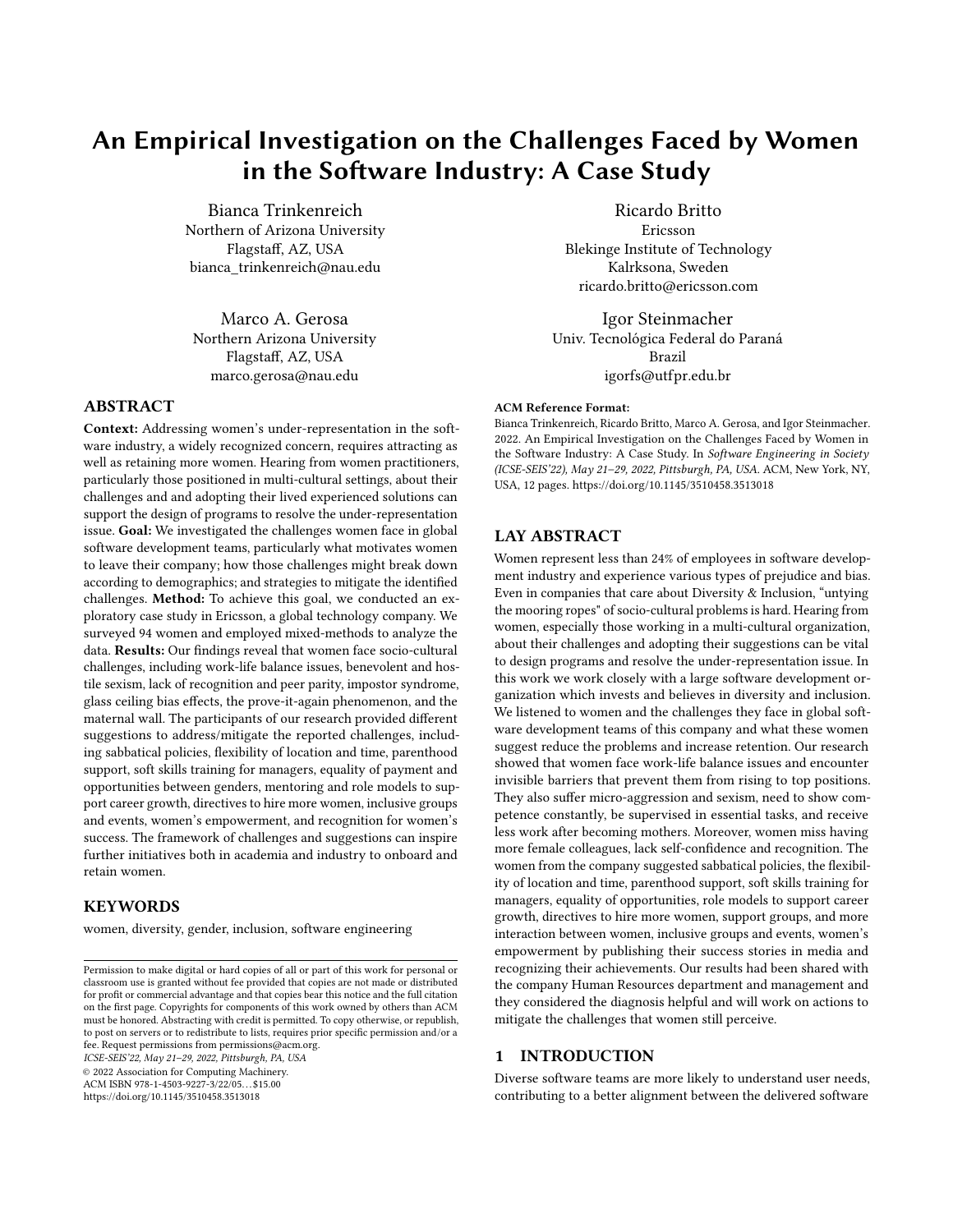# An Empirical Investigation on the Challenges Faced by Women in the Software Industry: A Case Study

Bianca Trinkenreich
Northern of Arizona University
Flagstaff, AZ, USA
bianca_trinkenreich@nau.edu

Ricardo Britto
Ericsson
Blekinge Institute of Technology
Kalrksona, Sweden
ricardo.britto@ericsson.com

Marco A. Gerosa
Northern Arizona University
Flagstaff, AZ, USA
marco.gerosa@nau.edu

Igor Steinmacher
Univ. Tecnológica Federal do Paraná
Brazil
igorfs@utfpr.edu.br

## ABSTRACT

**Context:** Addressing women's under-representation in the software industry, a widely recognized concern, requires attracting as well as retaining more women. Hearing from women practitioners, particularly those positioned in multi-cultural settings, about their challenges and and adopting their lived experienced solutions can support the design of programs to resolve the under-representation issue. **Goal:** We investigated the challenges women face in global software development teams, particularly what motivates women to leave their company; how those challenges might break down according to demographics; and strategies to mitigate the identified challenges. **Method:** To achieve this goal, we conducted an exploratory case study in Ericsson, a global technology company. We surveyed 94 women and employed mixed-methods to analyze the data. **Results:** Our findings reveal that women face socio-cultural challenges, including work-life balance issues, benevolent and hostile sexism, lack of recognition and peer parity, impostor syndrome, glass ceiling bias effects, the prove-it-again phenomenon, and the maternal wall. The participants of our research provided different suggestions to address/mitigate the reported challenges, including sabbatical policies, flexibility of location and time, parenthood support, soft skills training for managers, equality of payment and opportunities between genders, mentoring and role models to support career growth, directives to hire more women, inclusive groups and events, women's empowerment, and recognition for women's success. The framework of challenges and suggestions can inspire further initiatives both in academia and industry to onboard and retain women.

## KEYWORDS

women, diversity, gender, inclusion, software engineering

Permission to make digital or hard copies of all or part of this work for personal or classroom use is granted without fee provided that copies are not made or distributed for profit or commercial advantage and that copies bear this notice and the full citation on the first page. Copyrights for components of this work owned by others than ACM must be honored. Abstracting with credit is permitted. To copy otherwise, or republish, to post on servers or to redistribute to lists, requires prior specific permission and/or a fee. Request permissions from permissions@acm.org.
*ICSE-SEIS'22, May 21–29, 2022, Pittsburgh, PA, USA*
© 2022 Association for Computing Machinery.
ACM ISBN 978-1-4503-9227-3/22/05…$15.00
https://doi.org/10.1145/3510458.3513018

**ACM Reference Format:**
Bianca Trinkenreich, Ricardo Britto, Marco A. Gerosa, and Igor Steinmacher. 2022. An Empirical Investigation on the Challenges Faced by Women in the Software Industry: A Case Study. In *Software Engineering in Society (ICSE-SEIS'22), May 21–29, 2022, Pittsburgh, PA, USA.* ACM, New York, NY, USA, 12 pages. https://doi.org/10.1145/3510458.3513018

## LAY ABSTRACT

Women represent less than 24% of employees in software development industry and experience various types of prejudice and bias. Even in companies that care about Diversity & Inclusion, "untying the mooring ropes" of socio-cultural problems is hard. Hearing from women, especially those working in a multi-cultural organization, about their challenges and adopting their suggestions can be vital to design programs and resolve the under-representation issue. In this work we work closely with a large software development organization which invests and believes in diversity and inclusion. We listened to women and the challenges they face in global software development teams of this company and what these women suggest reduce the problems and increase retention. Our research showed that women face work-life balance issues and encounter invisible barriers that prevent them from rising to top positions. They also suffer micro-aggression and sexism, need to show competence constantly, be supervised in essential tasks, and receive less work after becoming mothers. Moreover, women miss having more female colleagues, lack self-confidence and recognition. The women from the company suggested sabbatical policies, the flexibility of location and time, parenthood support, soft skills training for managers, equality of opportunities, role models to support career growth, directives to hire more women, support groups, and more interaction between women, inclusive groups and events, women's empowerment by publishing their success stories in media and recognizing their achievements. Our results had been shared with the company Human Resources department and management and they considered the diagnosis helpful and will work on actions to mitigate the challenges that women still perceive.

## 1 INTRODUCTION

Diverse software teams are more likely to understand user needs, contributing to a better alignment between the delivered software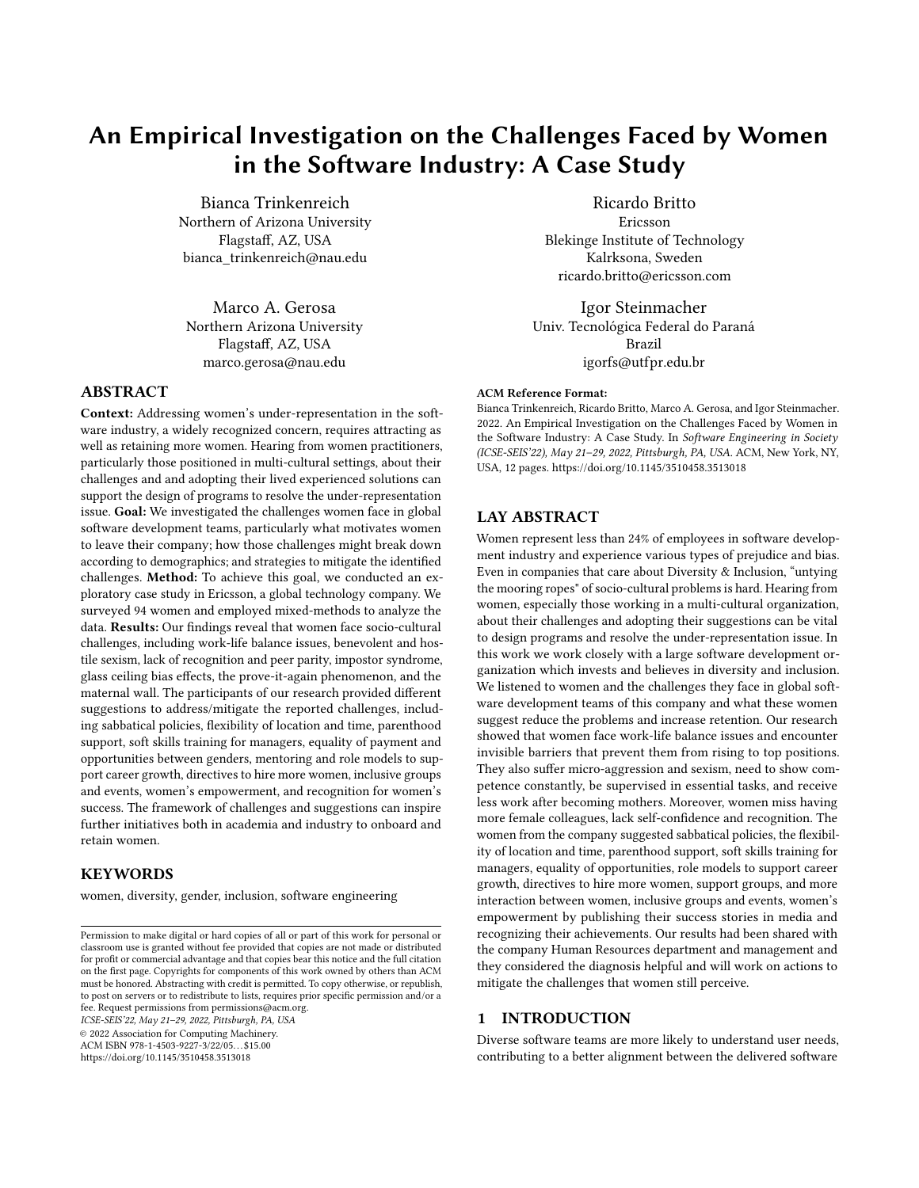# An Empirical Investigation on the Challenges Faced by Women in the Software Industry: A Case Study

Bianca Trinkenreich
Northern of Arizona University
Flagstaff, AZ, USA
bianca_trinkenreich@nau.edu

Ricardo Britto
Ericsson
Blekinge Institute of Technology
Kalrksona, Sweden
ricardo.britto@ericsson.com

Marco A. Gerosa
Northern Arizona University
Flagstaff, AZ, USA
marco.gerosa@nau.edu

Igor Steinmacher
Univ. Tecnológica Federal do Paraná
Brazil
igorfs@utfpr.edu.br

## ABSTRACT

**Context:** Addressing women's under-representation in the software industry, a widely recognized concern, requires attracting as well as retaining more women. Hearing from women practitioners, particularly those positioned in multi-cultural settings, about their challenges and and adopting their lived experienced solutions can support the design of programs to resolve the under-representation issue. **Goal:** We investigated the challenges women face in global software development teams, particularly what motivates women to leave their company; how those challenges might break down according to demographics; and strategies to mitigate the identified challenges. **Method:** To achieve this goal, we conducted an exploratory case study in Ericsson, a global technology company. We surveyed 94 women and employed mixed-methods to analyze the data. **Results:** Our findings reveal that women face socio-cultural challenges, including work-life balance issues, benevolent and hostile sexism, lack of recognition and peer parity, impostor syndrome, glass ceiling bias effects, the prove-it-again phenomenon, and the maternal wall. The participants of our research provided different suggestions to address/mitigate the reported challenges, including sabbatical policies, flexibility of location and time, parenthood support, soft skills training for managers, equality of payment and opportunities between genders, mentoring and role models to support career growth, directives to hire more women, inclusive groups and events, women's empowerment, and recognition for women's success. The framework of challenges and suggestions can inspire further initiatives both in academia and industry to onboard and retain women.

## KEYWORDS

women, diversity, gender, inclusion, software engineering

Permission to make digital or hard copies of all or part of this work for personal or classroom use is granted without fee provided that copies are not made or distributed for profit or commercial advantage and that copies bear this notice and the full citation on the first page. Copyrights for components of this work owned by others than ACM must be honored. Abstracting with credit is permitted. To copy otherwise, or republish, to post on servers or to redistribute to lists, requires prior specific permission and/or a fee. Request permissions from permissions@acm.org.
*ICSE-SEIS'22, May 21–29, 2022, Pittsburgh, PA, USA*
© 2022 Association for Computing Machinery.
ACM ISBN 978-1-4503-9227-3/22/05...$15.00
https://doi.org/10.1145/3510458.3513018

**ACM Reference Format:**
Bianca Trinkenreich, Ricardo Britto, Marco A. Gerosa, and Igor Steinmacher. 2022. An Empirical Investigation on the Challenges Faced by Women in the Software Industry: A Case Study. In *Software Engineering in Society (ICSE-SEIS'22), May 21–29, 2022, Pittsburgh, PA, USA.* ACM, New York, NY, USA, 12 pages. https://doi.org/10.1145/3510458.3513018

## LAY ABSTRACT

Women represent less than 24% of employees in software development industry and experience various types of prejudice and bias. Even in companies that care about Diversity & Inclusion, "untying the mooring ropes" of socio-cultural problems is hard. Hearing from women, especially those working in a multi-cultural organization, about their challenges and adopting their suggestions can be vital to design programs and resolve the under-representation issue. In this work we work closely with a large software development organization which invests and believes in diversity and inclusion. We listened to women and the challenges they face in global software development teams of this company and what these women suggest reduce the problems and increase retention. Our research showed that women face work-life balance issues and encounter invisible barriers that prevent them from rising to top positions. They also suffer micro-aggression and sexism, need to show competence constantly, be supervised in essential tasks, and receive less work after becoming mothers. Moreover, women miss having more female colleagues, lack self-confidence and recognition. The women from the company suggested sabbatical policies, the flexibility of location and time, parenthood support, soft skills training for managers, equality of opportunities, role models to support career growth, directives to hire more women, support groups, and more interaction between women, inclusive groups and events, women's empowerment by publishing their success stories in media and recognizing their achievements. Our results had been shared with the company Human Resources department and management and they considered the diagnosis helpful and will work on actions to mitigate the challenges that women still perceive.

## 1 INTRODUCTION

Diverse software teams are more likely to understand user needs, contributing to a better alignment between the delivered software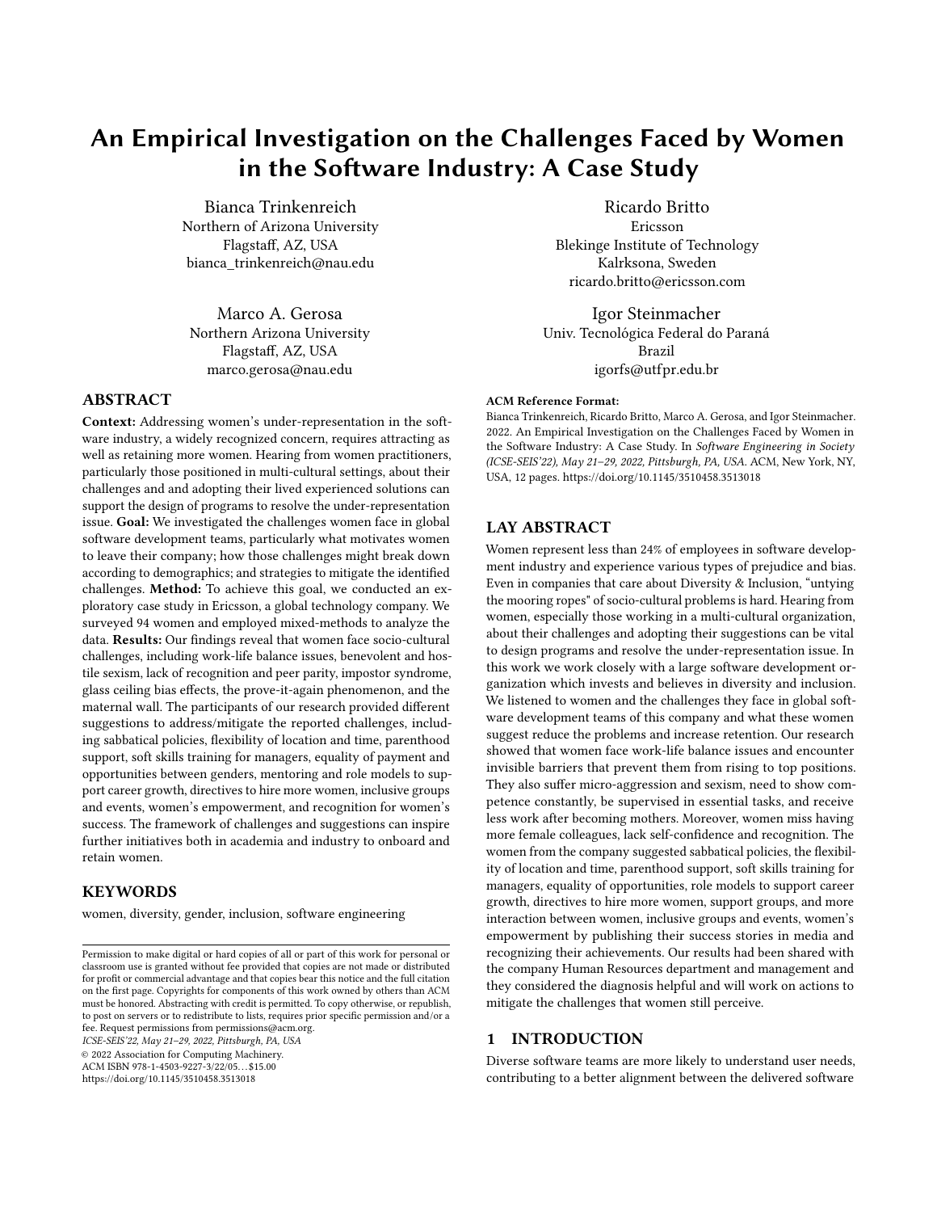# An Empirical Investigation on the Challenges Faced by Women in the Software Industry: A Case Study

Bianca Trinkenreich
Northern of Arizona University
Flagstaff, AZ, USA
bianca_trinkenreich@nau.edu

Ricardo Britto
Ericsson
Blekinge Institute of Technology
Kalrksona, Sweden
ricardo.britto@ericsson.com

Marco A. Gerosa
Northern Arizona University
Flagstaff, AZ, USA
marco.gerosa@nau.edu

Igor Steinmacher
Univ. Tecnológica Federal do Paraná
Brazil
igorfs@utfpr.edu.br

## ABSTRACT

**Context:** Addressing women's under-representation in the software industry, a widely recognized concern, requires attracting as well as retaining more women. Hearing from women practitioners, particularly those positioned in multi-cultural settings, about their challenges and and adopting their lived experienced solutions can support the design of programs to resolve the under-representation issue. **Goal:** We investigated the challenges women face in global software development teams, particularly what motivates women to leave their company; how those challenges might break down according to demographics; and strategies to mitigate the identified challenges. **Method:** To achieve this goal, we conducted an exploratory case study in Ericsson, a global technology company. We surveyed 94 women and employed mixed-methods to analyze the data. **Results:** Our findings reveal that women face socio-cultural challenges, including work-life balance issues, benevolent and hostile sexism, lack of recognition and peer parity, impostor syndrome, glass ceiling bias effects, the prove-it-again phenomenon, and the maternal wall. The participants of our research provided different suggestions to address/mitigate the reported challenges, including sabbatical policies, flexibility of location and time, parenthood support, soft skills training for managers, equality of payment and opportunities between genders, mentoring and role models to support career growth, directives to hire more women, inclusive groups and events, women's empowerment, and recognition for women's success. The framework of challenges and suggestions can inspire further initiatives both in academia and industry to onboard and retain women.

## KEYWORDS

women, diversity, gender, inclusion, software engineering

Permission to make digital or hard copies of all or part of this work for personal or classroom use is granted without fee provided that copies are not made or distributed for profit or commercial advantage and that copies bear this notice and the full citation on the first page. Copyrights for components of this work owned by others than ACM must be honored. Abstracting with credit is permitted. To copy otherwise, or republish, to post on servers or to redistribute to lists, requires prior specific permission and/or a fee. Request permissions from permissions@acm.org.
*ICSE-SEIS'22, May 21–29, 2022, Pittsburgh, PA, USA*
© 2022 Association for Computing Machinery.
ACM ISBN 978-1-4503-9227-3/22/05...$15.00
https://doi.org/10.1145/3510458.3513018

**ACM Reference Format:**
Bianca Trinkenreich, Ricardo Britto, Marco A. Gerosa, and Igor Steinmacher. 2022. An Empirical Investigation on the Challenges Faced by Women in the Software Industry: A Case Study. In *Software Engineering in Society (ICSE-SEIS'22), May 21–29, 2022, Pittsburgh, PA, USA.* ACM, New York, NY, USA, 12 pages. https://doi.org/10.1145/3510458.3513018

## LAY ABSTRACT

Women represent less than 24% of employees in software development industry and experience various types of prejudice and bias. Even in companies that care about Diversity & Inclusion, "untying the mooring ropes" of socio-cultural problems is hard. Hearing from women, especially those working in a multi-cultural organization, about their challenges and adopting their suggestions can be vital to design programs and resolve the under-representation issue. In this work we work closely with a large software development organization which invests and believes in diversity and inclusion. We listened to women and the challenges they face in global software development teams of this company and what these women suggest reduce the problems and increase retention. Our research showed that women face work-life balance issues and encounter invisible barriers that prevent them from rising to top positions. They also suffer micro-aggression and sexism, need to show competence constantly, be supervised in essential tasks, and receive less work after becoming mothers. Moreover, women miss having more female colleagues, lack self-confidence and recognition. The women from the company suggested sabbatical policies, the flexibility of location and time, parenthood support, soft skills training for managers, equality of opportunities, role models to support career growth, directives to hire more women, support groups, and more interaction between women, inclusive groups and events, women's empowerment by publishing their success stories in media and recognizing their achievements. Our results had been shared with the company Human Resources department and management and they considered the diagnosis helpful and will work on actions to mitigate the challenges that women still perceive.

## 1 INTRODUCTION

Diverse software teams are more likely to understand user needs, contributing to a better alignment between the delivered software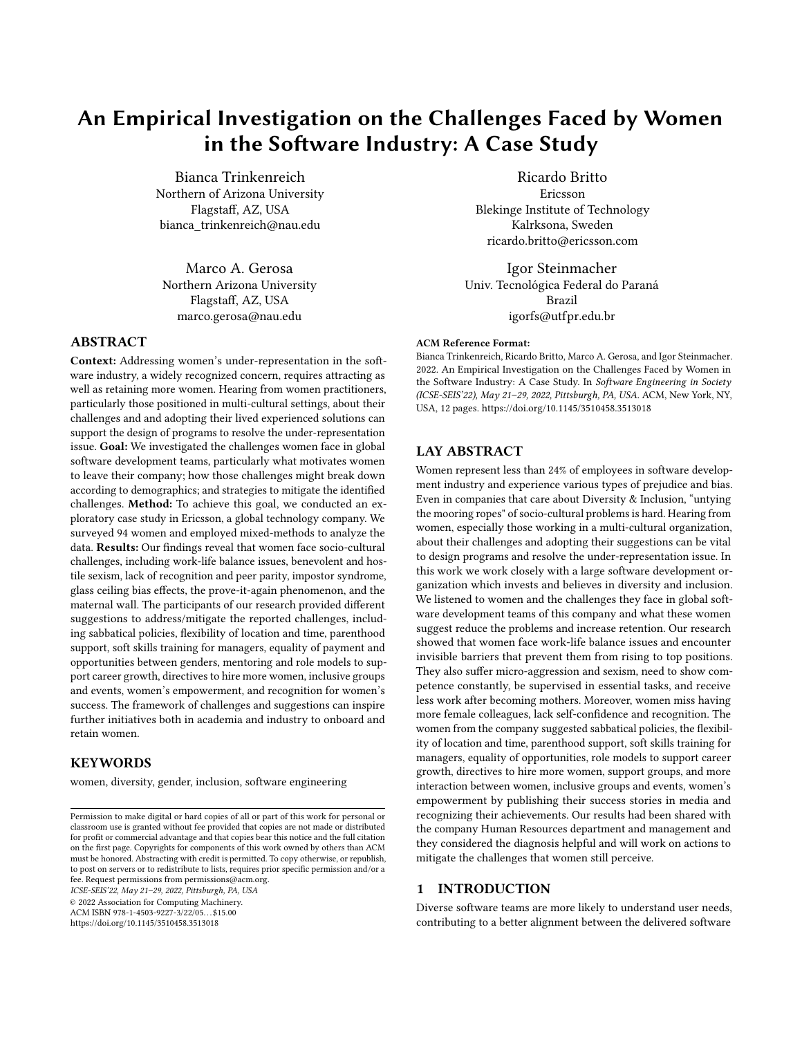# An Empirical Investigation on the Challenges Faced by Women in the Software Industry: A Case Study

Bianca Trinkenreich
Northern of Arizona University
Flagstaff, AZ, USA
bianca_trinkenreich@nau.edu

Ricardo Britto
Ericsson
Blekinge Institute of Technology
Kalrksona, Sweden
ricardo.britto@ericsson.com

Marco A. Gerosa
Northern Arizona University
Flagstaff, AZ, USA
marco.gerosa@nau.edu

Igor Steinmacher
Univ. Tecnológica Federal do Paraná
Brazil
igorfs@utfpr.edu.br

## ABSTRACT

**Context:** Addressing women's under-representation in the software industry, a widely recognized concern, requires attracting as well as retaining more women. Hearing from women practitioners, particularly those positioned in multi-cultural settings, about their challenges and and adopting their lived experienced solutions can support the design of programs to resolve the under-representation issue. **Goal:** We investigated the challenges women face in global software development teams, particularly what motivates women to leave their company; how those challenges might break down according to demographics; and strategies to mitigate the identified challenges. **Method:** To achieve this goal, we conducted an exploratory case study in Ericsson, a global technology company. We surveyed 94 women and employed mixed-methods to analyze the data. **Results:** Our findings reveal that women face socio-cultural challenges, including work-life balance issues, benevolent and hostile sexism, lack of recognition and peer parity, impostor syndrome, glass ceiling bias effects, the prove-it-again phenomenon, and the maternal wall. The participants of our research provided different suggestions to address/mitigate the reported challenges, including sabbatical policies, flexibility of location and time, parenthood support, soft skills training for managers, equality of payment and opportunities between genders, mentoring and role models to support career growth, directives to hire more women, inclusive groups and events, women's empowerment, and recognition for women's success. The framework of challenges and suggestions can inspire further initiatives both in academia and industry to onboard and retain women.

## KEYWORDS

women, diversity, gender, inclusion, software engineering

Permission to make digital or hard copies of all or part of this work for personal or classroom use is granted without fee provided that copies are not made or distributed for profit or commercial advantage and that copies bear this notice and the full citation on the first page. Copyrights for components of this work owned by others than ACM must be honored. Abstracting with credit is permitted. To copy otherwise, or republish, to post on servers or to redistribute to lists, requires prior specific permission and/or a fee. Request permissions from permissions@acm.org.
*ICSE-SEIS'22, May 21–29, 2022, Pittsburgh, PA, USA*
© 2022 Association for Computing Machinery.
ACM ISBN 978-1-4503-9227-3/22/05…$15.00
https://doi.org/10.1145/3510458.3513018

**ACM Reference Format:**
Bianca Trinkenreich, Ricardo Britto, Marco A. Gerosa, and Igor Steinmacher. 2022. An Empirical Investigation on the Challenges Faced by Women in the Software Industry: A Case Study. In *Software Engineering in Society (ICSE-SEIS'22), May 21–29, 2022, Pittsburgh, PA, USA.* ACM, New York, NY, USA, 12 pages. https://doi.org/10.1145/3510458.3513018

## LAY ABSTRACT

Women represent less than 24% of employees in software development industry and experience various types of prejudice and bias. Even in companies that care about Diversity & Inclusion, "untying the mooring ropes" of socio-cultural problems is hard. Hearing from women, especially those working in a multi-cultural organization, about their challenges and adopting their suggestions can be vital to design programs and resolve the under-representation issue. In this work we work closely with a large software development organization which invests and believes in diversity and inclusion. We listened to women and the challenges they face in global software development teams of this company and what these women suggest reduce the problems and increase retention. Our research showed that women face work-life balance issues and encounter invisible barriers that prevent them from rising to top positions. They also suffer micro-aggression and sexism, need to show competence constantly, be supervised in essential tasks, and receive less work after becoming mothers. Moreover, women miss having more female colleagues, lack self-confidence and recognition. The women from the company suggested sabbatical policies, the flexibility of location and time, parenthood support, soft skills training for managers, equality of opportunities, role models to support career growth, directives to hire more women, support groups, and more interaction between women, inclusive groups and events, women's empowerment by publishing their success stories in media and recognizing their achievements. Our results had been shared with the company Human Resources department and management and they considered the diagnosis helpful and will work on actions to mitigate the challenges that women still perceive.

## 1 INTRODUCTION

Diverse software teams are more likely to understand user needs, contributing to a better alignment between the delivered software